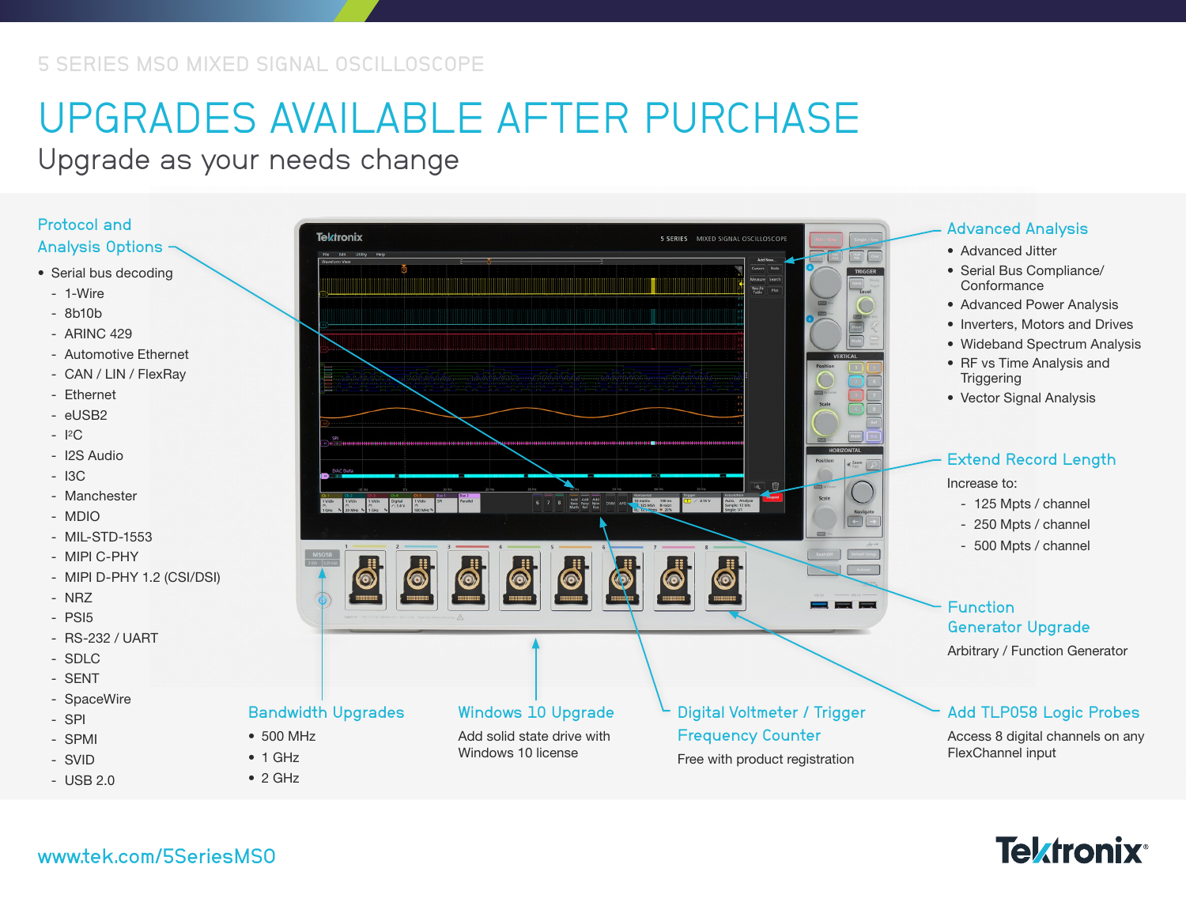5 SERIES MSO MIXED SIGNAL OSCILLOSCOPE

# UPGRADES AVAILABLE AFTER PURCHASE

## Upgrade as your needs change

### Protocol and Analysis Options

- Serial bus decoding
  - 1-Wire
  - 8b10b
  - ARINC 429
  - Automotive Ethernet
  - CAN / LIN / FlexRay
  - Ethernet
  - eUSB2
  - I²C
  - I2S Audio
  - I3C
  - Manchester
  - MDIO
  - MIL-STD-1553
  - MIPI C-PHY
  - MIPI D-PHY 1.2 (CSI/DSI)
  - NRZ
  - PSI5
  - RS-232 / UART
  - SDLC
  - SENT
  - SpaceWire
  - SPI
  - SPMI
  - SVID
  - USB 2.0

### Advanced Analysis

- Advanced Jitter
- Serial Bus Compliance/ Conformance
- Advanced Power Analysis
- Inverters, Motors and Drives
- Wideband Spectrum Analysis
- RF vs Time Analysis and Triggering
- Vector Signal Analysis

### Extend Record Length

Increase to:

- 125 Mpts / channel
- 250 Mpts / channel
- 500 Mpts / channel

### Function Generator Upgrade

Arbitrary / Function Generator

### Bandwidth Upgrades

- 500 MHz
- 1 GHz
- 2 GHz

### Windows 10 Upgrade

Add solid state drive with Windows 10 license

### Digital Voltmeter / Trigger Frequency Counter

Free with product registration

### Add TLP058 Logic Probes

Access 8 digital channels on any FlexChannel input

www.tek.com/5SeriesMSO

Tektronix®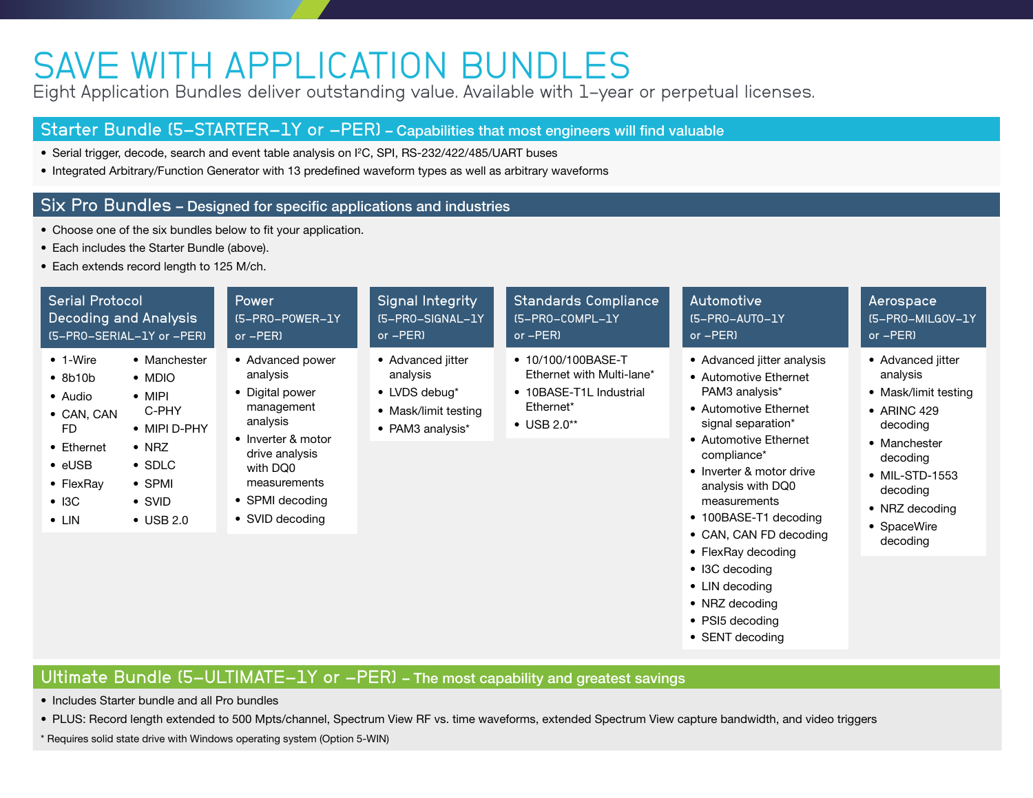# SAVE WITH APPLICATION BUNDLES

Eight Application Bundles deliver outstanding value. Available with 1-year or perpetual licenses.

## Starter Bundle (5-STARTER-1Y or -PER) – Capabilities that most engineers will find valuable

- Serial trigger, decode, search and event table analysis on I²C, SPI, RS-232/422/485/UART buses
- Integrated Arbitrary/Function Generator with 13 predefined waveform types as well as arbitrary waveforms

## Six Pro Bundles – Designed for specific applications and industries

- Choose one of the six bundles below to fit your application.
- Each includes the Starter Bundle (above).
- Each extends record length to 125 M/ch.

### Serial Protocol Decoding and Analysis (5-PRO-SERIAL-1Y or -PER)

- 1-Wire
- 8b10b
- Audio
- CAN, CAN FD
- Ethernet
- eUSB
- FlexRay
- I3C
- LIN
- Manchester
- MDIO
- MIPI C-PHY
- MIPI D-PHY
- NRZ
- SDLC
- SPMI
- SVID
- USB 2.0

### Power (5-PRO-POWER-1Y or -PER)

- Advanced power analysis
- Digital power management analysis
- Inverter & motor drive analysis with DQ0 measurements
- SPMI decoding
- SVID decoding

### Signal Integrity (5-PRO-SIGNAL-1Y or -PER)

- Advanced jitter analysis
- LVDS debug*
- Mask/limit testing
- PAM3 analysis*

### Standards Compliance (5-PRO-COMPL-1Y or -PER)

- 10/100/100BASE-T Ethernet with Multi-lane*
- 10BASE-T1L Industrial Ethernet*
- USB 2.0**

### Automotive (5-PRO-AUTO-1Y or -PER)

- Advanced jitter analysis
- Automotive Ethernet PAM3 analysis*
- Automotive Ethernet signal separation*
- Automotive Ethernet compliance*
- Inverter & motor drive analysis with DQ0 measurements
- 100BASE-T1 decoding
- CAN, CAN FD decoding
- FlexRay decoding
- I3C decoding
- LIN decoding
- NRZ decoding
- PSI5 decoding
- SENT decoding

### Aerospace (5-PRO-MILGOV-1Y or -PER)

- Advanced jitter analysis
- Mask/limit testing
- ARINC 429 decoding
- Manchester decoding
- MIL-STD-1553 decoding
- NRZ decoding
- SpaceWire decoding

## Ultimate Bundle (5-ULTIMATE-1Y or -PER) – The most capability and greatest savings

- Includes Starter bundle and all Pro bundles
- PLUS: Record length extended to 500 Mpts/channel, Spectrum View RF vs. time waveforms, extended Spectrum View capture bandwidth, and video triggers

\* Requires solid state drive with Windows operating system (Option 5-WIN)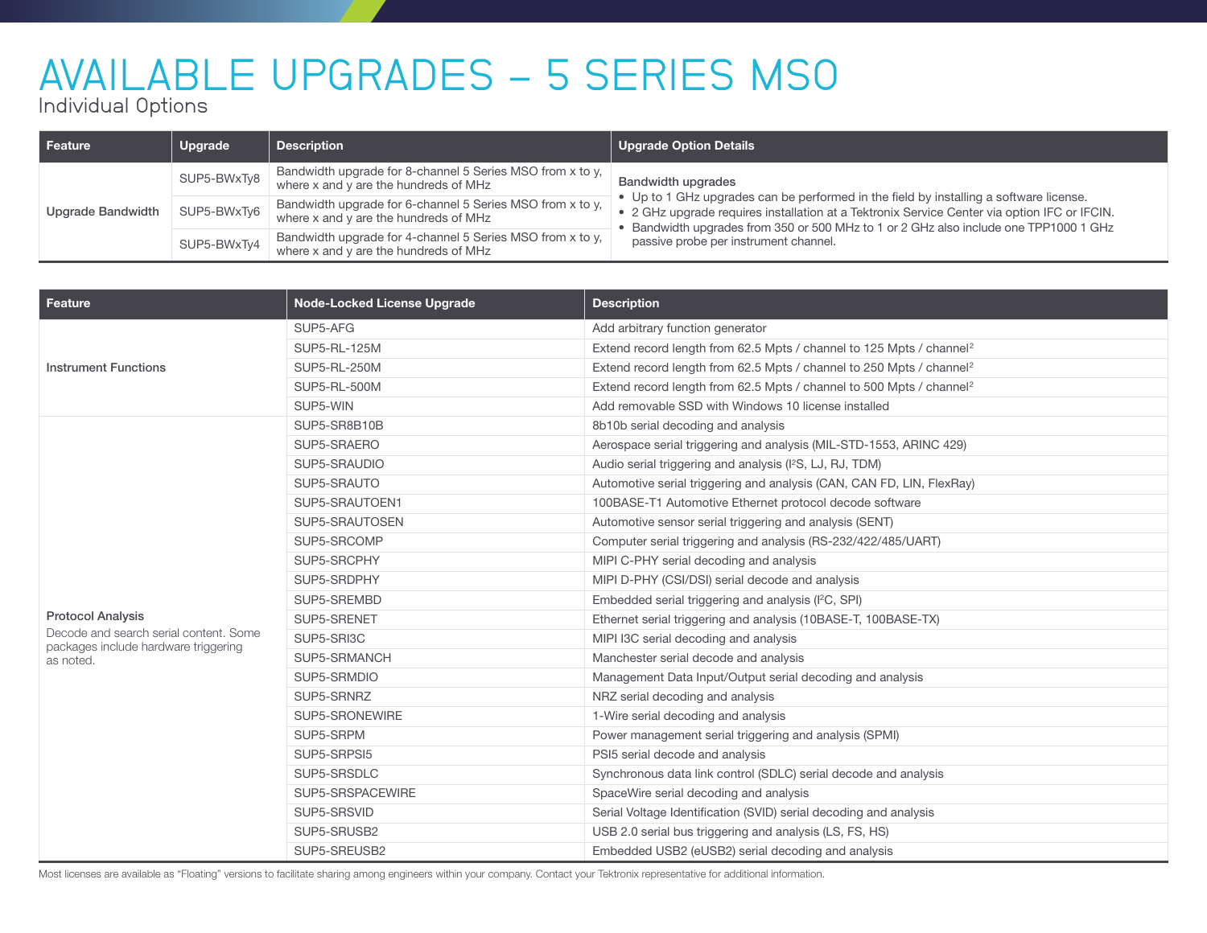# AVAILABLE UPGRADES – 5 SERIES MSO

Individual Options

| Feature | Upgrade | Description | Upgrade Option Details |
|---|---|---|---|
| Upgrade Bandwidth | SUP5-BWxTy8 | Bandwidth upgrade for 8-channel 5 Series MSO from x to y, where x and y are the hundreds of MHz | **Bandwidth upgrades**<br>• Up to 1 GHz upgrades can be performed in the field by installing a software license.<br>• 2 GHz upgrade requires installation at a Tektronix Service Center via option IFC or IFCIN.<br>• Bandwidth upgrades from 350 or 500 MHz to 1 or 2 GHz also include one TPP1000 1 GHz passive probe per instrument channel. |
| | SUP5-BWxTy6 | Bandwidth upgrade for 6-channel 5 Series MSO from x to y, where x and y are the hundreds of MHz | |
| | SUP5-BWxTy4 | Bandwidth upgrade for 4-channel 5 Series MSO from x to y, where x and y are the hundreds of MHz | |

| Feature | Node-Locked License Upgrade | Description |
|---|---|---|
| **Instrument Functions** | SUP5-AFG | Add arbitrary function generator |
| | SUP5-RL-125M | Extend record length from 62.5 Mpts / channel to 125 Mpts / channel[2] |
| | SUP5-RL-250M | Extend record length from 62.5 Mpts / channel to 250 Mpts / channel[2] |
| | SUP5-RL-500M | Extend record length from 62.5 Mpts / channel to 500 Mpts / channel[2] |
| | SUP5-WIN | Add removable SSD with Windows 10 license installed |
| **Protocol Analysis**<br>Decode and search serial content. Some packages include hardware triggering as noted. | SUP5-SR8B10B | 8b10b serial decoding and analysis |
| | SUP5-SRAERO | Aerospace serial triggering and analysis (MIL-STD-1553, ARINC 429) |
| | SUP5-SRAUDIO | Audio serial triggering and analysis ($I^2S$, LJ, RJ, TDM) |
| | SUP5-SRAUTO | Automotive serial triggering and analysis (CAN, CAN FD, LIN, FlexRay) |
| | SUP5-SRAUTOEN1 | 100BASE-T1 Automotive Ethernet protocol decode software |
| | SUP5-SRAUTOSEN | Automotive sensor serial triggering and analysis (SENT) |
| | SUP5-SRCOMP | Computer serial triggering and analysis (RS-232/422/485/UART) |
| | SUP5-SRCPHY | MIPI C-PHY serial decoding and analysis |
| | SUP5-SRDPHY | MIPI D-PHY (CSI/DSI) serial decode and analysis |
| | SUP5-SREMBD | Embedded serial triggering and analysis ($I^2C$, SPI) |
| | SUP5-SRENET | Ethernet serial triggering and analysis (10BASE-T, 100BASE-TX) |
| | SUP5-SRI3C | MIPI I3C serial decoding and analysis |
| | SUP5-SRMANCH | Manchester serial decode and analysis |
| | SUP5-SRMDIO | Management Data Input/Output serial decoding and analysis |
| | SUP5-SRNRZ | NRZ serial decoding and analysis |
| | SUP5-SRONEWIRE | 1-Wire serial decoding and analysis |
| | SUP5-SRPM | Power management serial triggering and analysis (SPMI) |
| | SUP5-SRPSI5 | PSI5 serial decode and analysis |
| | SUP5-SRSDLC | Synchronous data link control (SDLC) serial decode and analysis |
| | SUP5-SRSPACEWIRE | SpaceWire serial decoding and analysis |
| | SUP5-SRSVID | Serial Voltage Identification (SVID) serial decoding and analysis |
| | SUP5-SRUSB2 | USB 2.0 serial bus triggering and analysis (LS, FS, HS) |
| | SUP5-SREUSB2 | Embedded USB2 (eUSB2) serial decoding and analysis |

Most licenses are available as “Floating” versions to facilitate sharing among engineers within your company. Contact your Tektronix representative for additional information.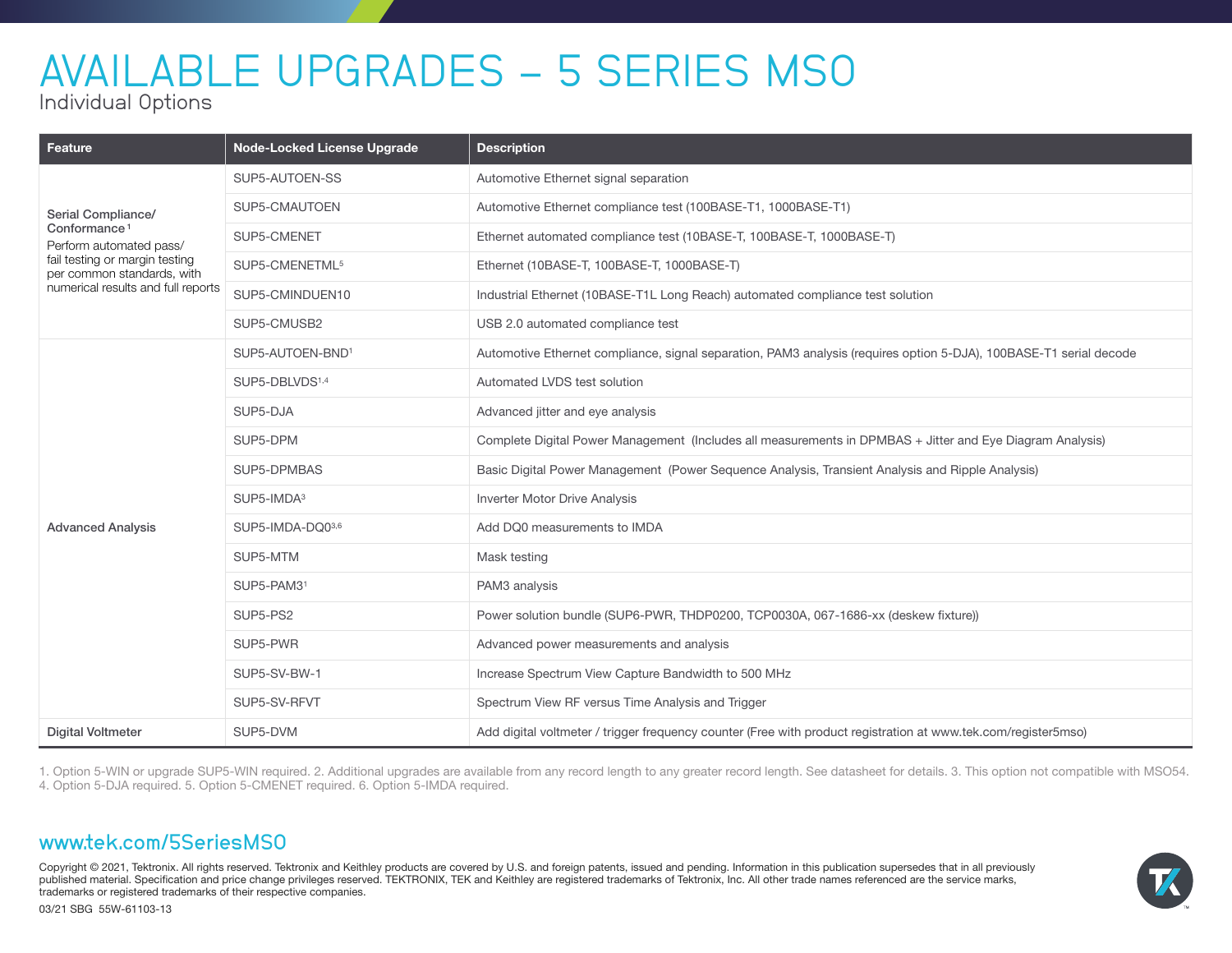# AVAILABLE UPGRADES – 5 SERIES MSO

## Individual Options

| Feature | Node-Locked License Upgrade | Description |
|---|---|---|
| **Serial Compliance/ Conformance** [1] Perform automated pass/ fail testing or margin testing per common standards, with numerical results and full reports | SUP5-AUTOEN-SS | Automotive Ethernet signal separation |
| | SUP5-CMAUTOEN | Automotive Ethernet compliance test (100BASE-T1, 1000BASE-T1) |
| | SUP5-CMENET | Ethernet automated compliance test (10BASE-T, 100BASE-T, 1000BASE-T) |
| | SUP5-CMENETML[5] | Ethernet (10BASE-T, 100BASE-T, 1000BASE-T) |
| | SUP5-CMINDUEN10 | Industrial Ethernet (10BASE-T1L Long Reach) automated compliance test solution |
| | SUP5-CMUSB2 | USB 2.0 automated compliance test |
| **Advanced Analysis** | SUP5-AUTOEN-BND[1] | Automotive Ethernet compliance, signal separation, PAM3 analysis (requires option 5-DJA), 100BASE-T1 serial decode |
| | SUP5-DBLVDS[1,4] | Automated LVDS test solution |
| | SUP5-DJA | Advanced jitter and eye analysis |
| | SUP5-DPM | Complete Digital Power Management (Includes all measurements in DPMBAS + Jitter and Eye Diagram Analysis) |
| | SUP5-DPMBAS | Basic Digital Power Management (Power Sequence Analysis, Transient Analysis and Ripple Analysis) |
| | SUP5-IMDA[3] | Inverter Motor Drive Analysis |
| | SUP5-IMDA-DQ0[3,6] | Add DQ0 measurements to IMDA |
| | SUP5-MTM | Mask testing |
| | SUP5-PAM3[1] | PAM3 analysis |
| | SUP5-PS2 | Power solution bundle (SUP6-PWR, THDP0200, TCP0030A, 067-1686-xx (deskew fixture)) |
| | SUP5-PWR | Advanced power measurements and analysis |
| | SUP5-SV-BW-1 | Increase Spectrum View Capture Bandwidth to 500 MHz |
| | SUP5-SV-RFVT | Spectrum View RF versus Time Analysis and Trigger |
| **Digital Voltmeter** | SUP5-DVM | Add digital voltmeter / trigger frequency counter (Free with product registration at www.tek.com/register5mso) |

1. Option 5-WIN or upgrade SUP5-WIN required. 2. Additional upgrades are available from any record length to any greater record length. See datasheet for details. 3. This option not compatible with MSO54. 4. Option 5-DJA required. 5. Option 5-CMENET required. 6. Option 5-IMDA required.

www.tek.com/5SeriesMSO

Copyright © 2021, Tektronix. All rights reserved. Tektronix and Keithley products are covered by U.S. and foreign patents, issued and pending. Information in this publication supersedes that in all previously published material. Specification and price change privileges reserved. TEKTRONIX, TEK and Keithley are registered trademarks of Tektronix, Inc. All other trade names referenced are the service marks, trademarks or registered trademarks of their respective companies.

03/21 SBG 55W-61103-13